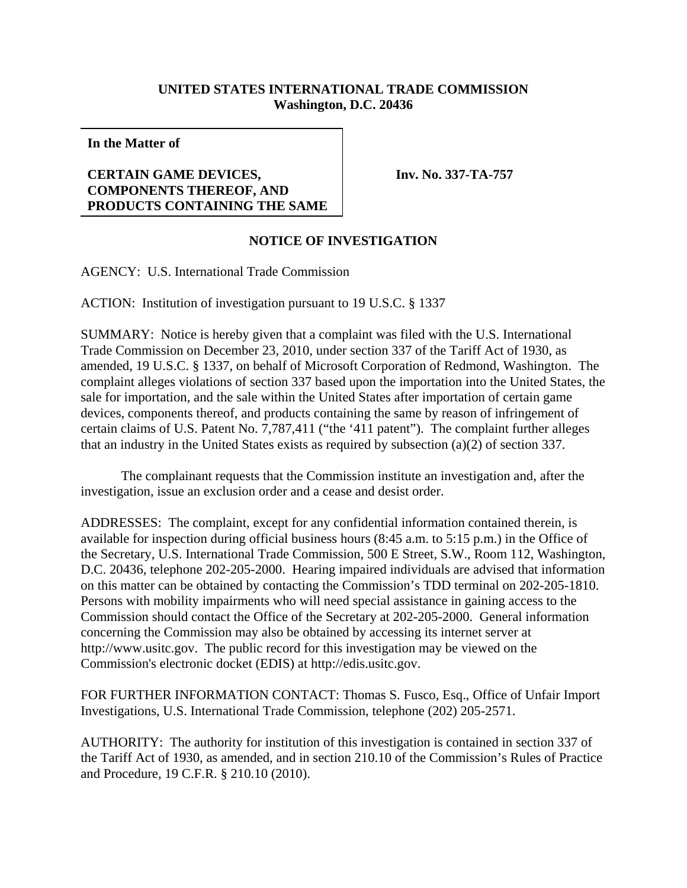**UNITED STATES INTERNATIONAL TRADE COMMISSION**
**Washington, D.C. 20436**

| **In the Matter of** **CERTAIN GAME DEVICES, COMPONENTS THEREOF, AND PRODUCTS CONTAINING THE SAME** | **Inv. No. 337-TA-757** |
|---|---|

## NOTICE OF INVESTIGATION

AGENCY: U.S. International Trade Commission

ACTION: Institution of investigation pursuant to 19 U.S.C. § 1337

SUMMARY: Notice is hereby given that a complaint was filed with the U.S. International Trade Commission on December 23, 2010, under section 337 of the Tariff Act of 1930, as amended, 19 U.S.C. § 1337, on behalf of Microsoft Corporation of Redmond, Washington. The complaint alleges violations of section 337 based upon the importation into the United States, the sale for importation, and the sale within the United States after importation of certain game devices, components thereof, and products containing the same by reason of infringement of certain claims of U.S. Patent No. 7,787,411 ("the '411 patent"). The complaint further alleges that an industry in the United States exists as required by subsection (a)(2) of section 337.

The complainant requests that the Commission institute an investigation and, after the investigation, issue an exclusion order and a cease and desist order.

ADDRESSES: The complaint, except for any confidential information contained therein, is available for inspection during official business hours (8:45 a.m. to 5:15 p.m.) in the Office of the Secretary, U.S. International Trade Commission, 500 E Street, S.W., Room 112, Washington, D.C. 20436, telephone 202-205-2000. Hearing impaired individuals are advised that information on this matter can be obtained by contacting the Commission's TDD terminal on 202-205-1810. Persons with mobility impairments who will need special assistance in gaining access to the Commission should contact the Office of the Secretary at 202-205-2000. General information concerning the Commission may also be obtained by accessing its internet server at http://www.usitc.gov. The public record for this investigation may be viewed on the Commission's electronic docket (EDIS) at http://edis.usitc.gov.

FOR FURTHER INFORMATION CONTACT: Thomas S. Fusco, Esq., Office of Unfair Import Investigations, U.S. International Trade Commission, telephone (202) 205-2571.

AUTHORITY: The authority for institution of this investigation is contained in section 337 of the Tariff Act of 1930, as amended, and in section 210.10 of the Commission's Rules of Practice and Procedure, 19 C.F.R. § 210.10 (2010).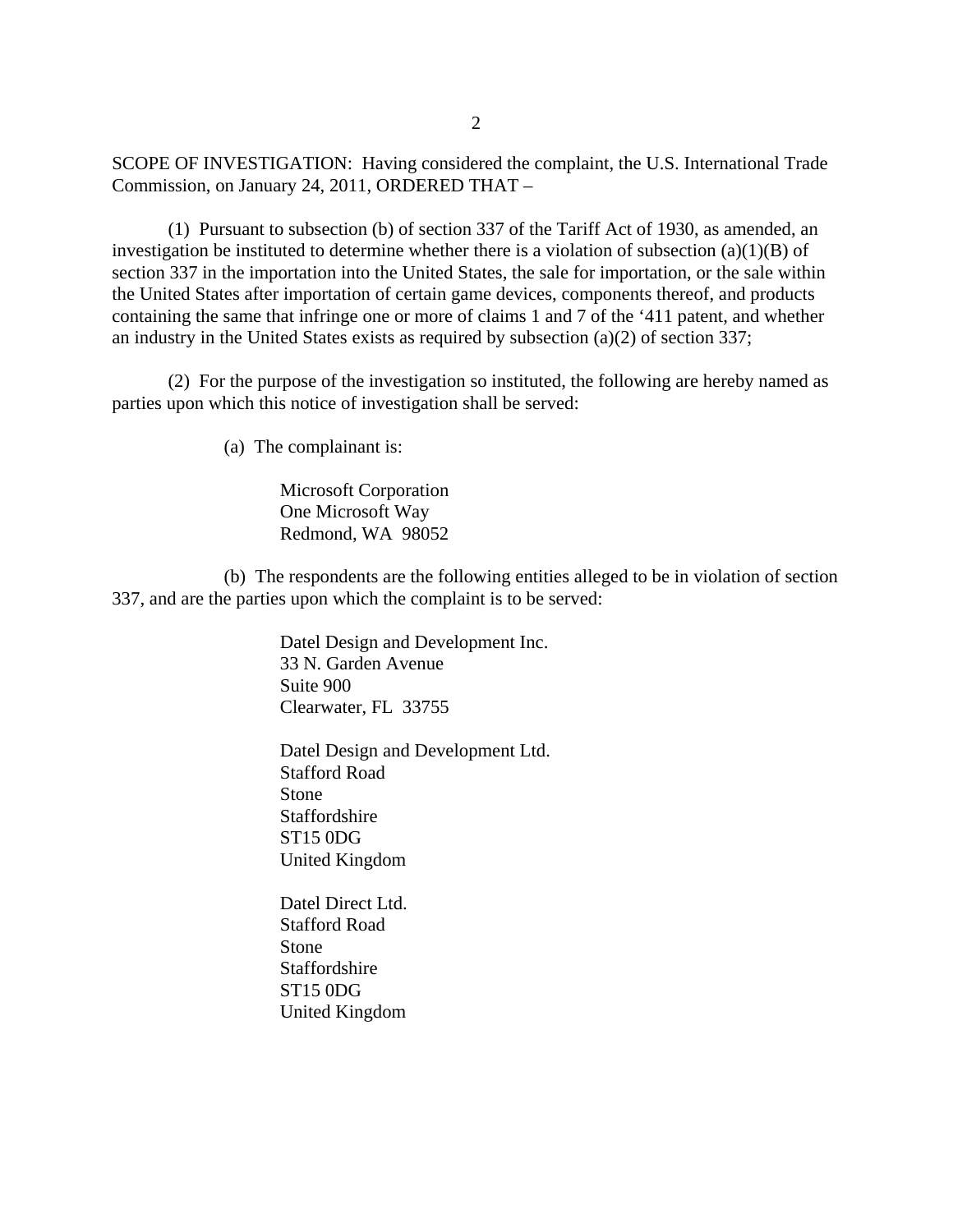SCOPE OF INVESTIGATION: Having considered the complaint, the U.S. International Trade Commission, on January 24, 2011, ORDERED THAT –

(1) Pursuant to subsection (b) of section 337 of the Tariff Act of 1930, as amended, an investigation be instituted to determine whether there is a violation of subsection (a)(1)(B) of section 337 in the importation into the United States, the sale for importation, or the sale within the United States after importation of certain game devices, components thereof, and products containing the same that infringe one or more of claims 1 and 7 of the '411 patent, and whether an industry in the United States exists as required by subsection (a)(2) of section 337;

(2) For the purpose of the investigation so instituted, the following are hereby named as parties upon which this notice of investigation shall be served:

(a) The complainant is:

Microsoft Corporation
One Microsoft Way
Redmond, WA 98052

(b) The respondents are the following entities alleged to be in violation of section 337, and are the parties upon which the complaint is to be served:

Datel Design and Development Inc.
33 N. Garden Avenue
Suite 900
Clearwater, FL 33755

Datel Design and Development Ltd.
Stafford Road
Stone
Staffordshire
ST15 0DG
United Kingdom

Datel Direct Ltd.
Stafford Road
Stone
Staffordshire
ST15 0DG
United Kingdom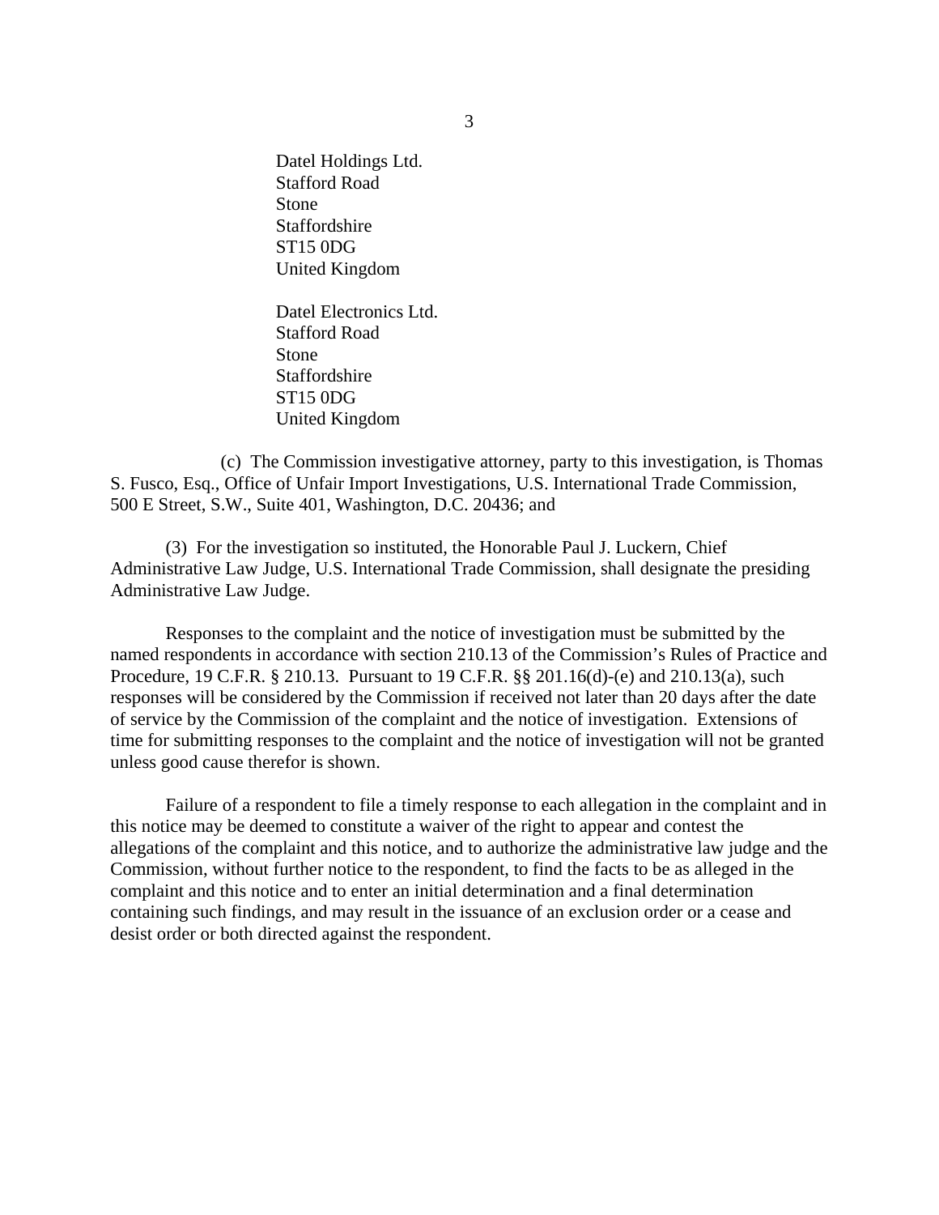Datel Holdings Ltd.
Stafford Road
Stone
Staffordshire
ST15 0DG
United Kingdom

Datel Electronics Ltd.
Stafford Road
Stone
Staffordshire
ST15 0DG
United Kingdom

(c) The Commission investigative attorney, party to this investigation, is Thomas S. Fusco, Esq., Office of Unfair Import Investigations, U.S. International Trade Commission, 500 E Street, S.W., Suite 401, Washington, D.C. 20436; and

(3) For the investigation so instituted, the Honorable Paul J. Luckern, Chief Administrative Law Judge, U.S. International Trade Commission, shall designate the presiding Administrative Law Judge.

Responses to the complaint and the notice of investigation must be submitted by the named respondents in accordance with section 210.13 of the Commission's Rules of Practice and Procedure, 19 C.F.R. § 210.13. Pursuant to 19 C.F.R. §§ 201.16(d)-(e) and 210.13(a), such responses will be considered by the Commission if received not later than 20 days after the date of service by the Commission of the complaint and the notice of investigation. Extensions of time for submitting responses to the complaint and the notice of investigation will not be granted unless good cause therefor is shown.

Failure of a respondent to file a timely response to each allegation in the complaint and in this notice may be deemed to constitute a waiver of the right to appear and contest the allegations of the complaint and this notice, and to authorize the administrative law judge and the Commission, without further notice to the respondent, to find the facts to be as alleged in the complaint and this notice and to enter an initial determination and a final determination containing such findings, and may result in the issuance of an exclusion order or a cease and desist order or both directed against the respondent.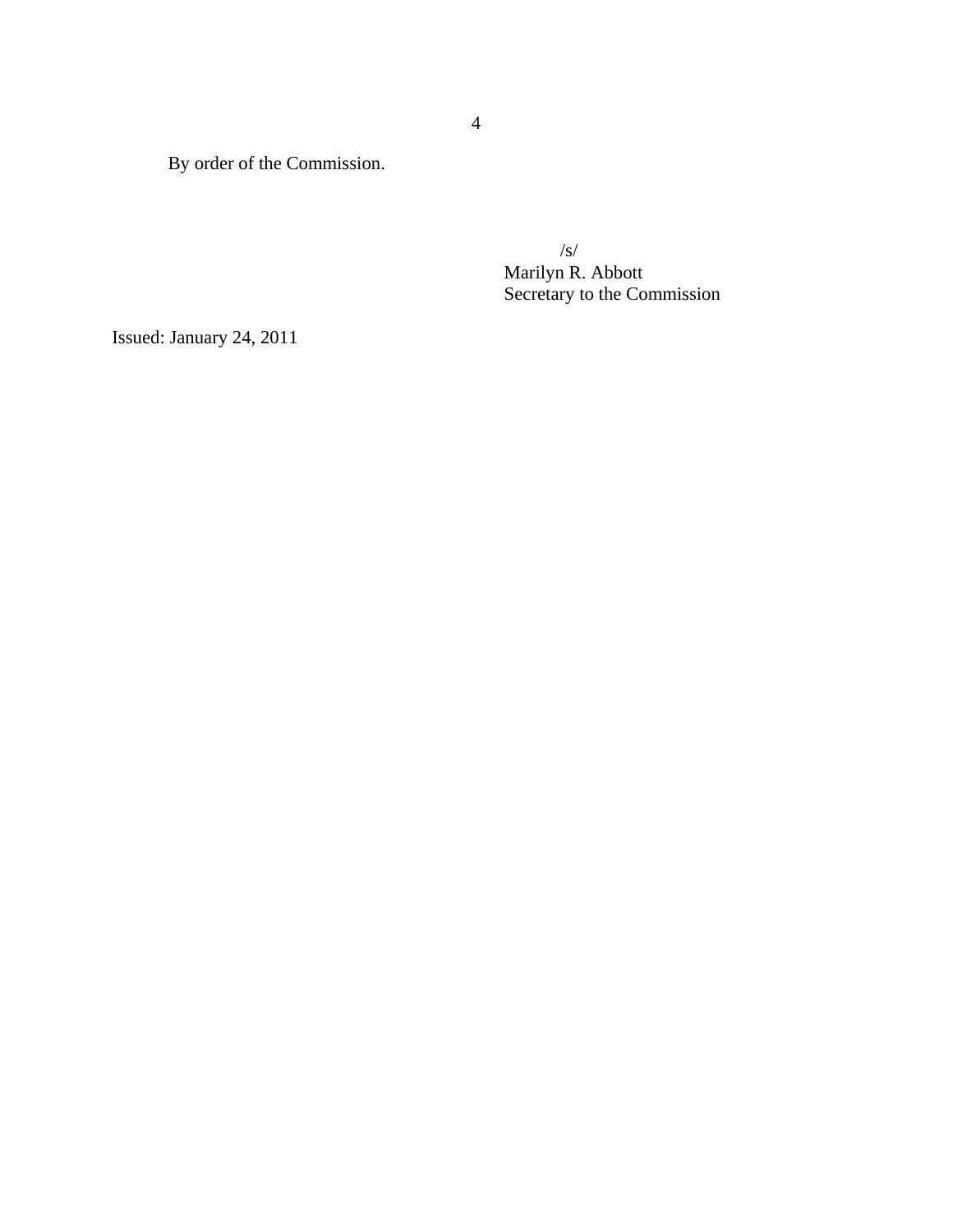By order of the Commission.

/s/
Marilyn R. Abbott
Secretary to the Commission

Issued: January 24, 2011